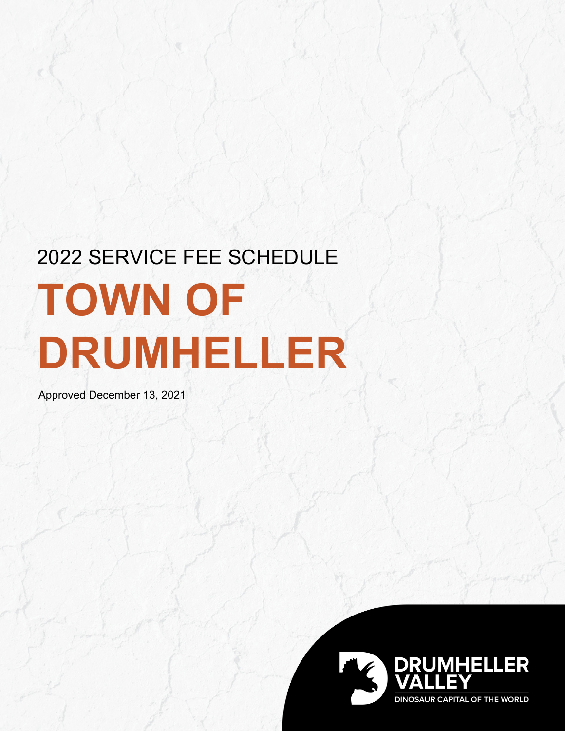2022 SERVICE FEE SCHEDULE

# TOWN OF DRUMHELLER

Approved December 13, 2021

DRUMHELLER VALLEY

DINOSAUR CAPITAL OF THE WORLD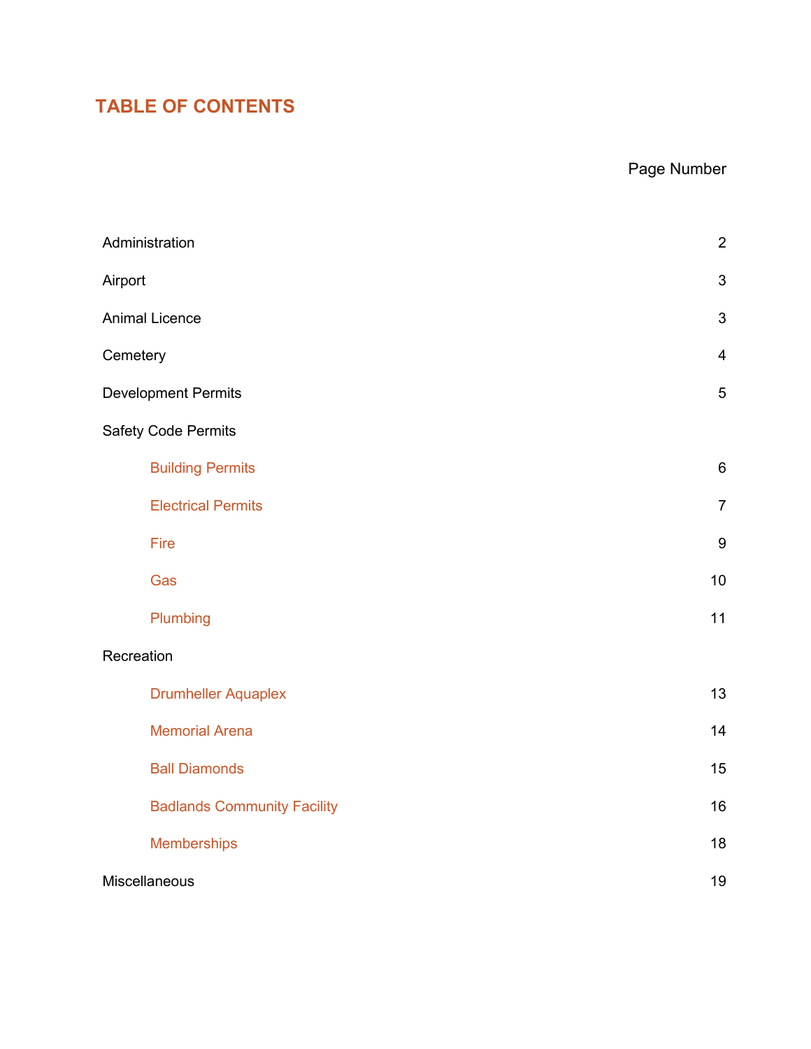# TABLE OF CONTENTS

| | Page Number |
|---|---|
| Administration | 2 |
| Airport | 3 |
| Animal Licence | 3 |
| Cemetery | 4 |
| Development Permits | 5 |
| Safety Code Permits | |
| Building Permits | 6 |
| Electrical Permits | 7 |
| Fire | 9 |
| Gas | 10 |
| Plumbing | 11 |
| Recreation | |
| Drumheller Aquaplex | 13 |
| Memorial Arena | 14 |
| Ball Diamonds | 15 |
| Badlands Community Facility | 16 |
| Memberships | 18 |
| Miscellaneous | 19 |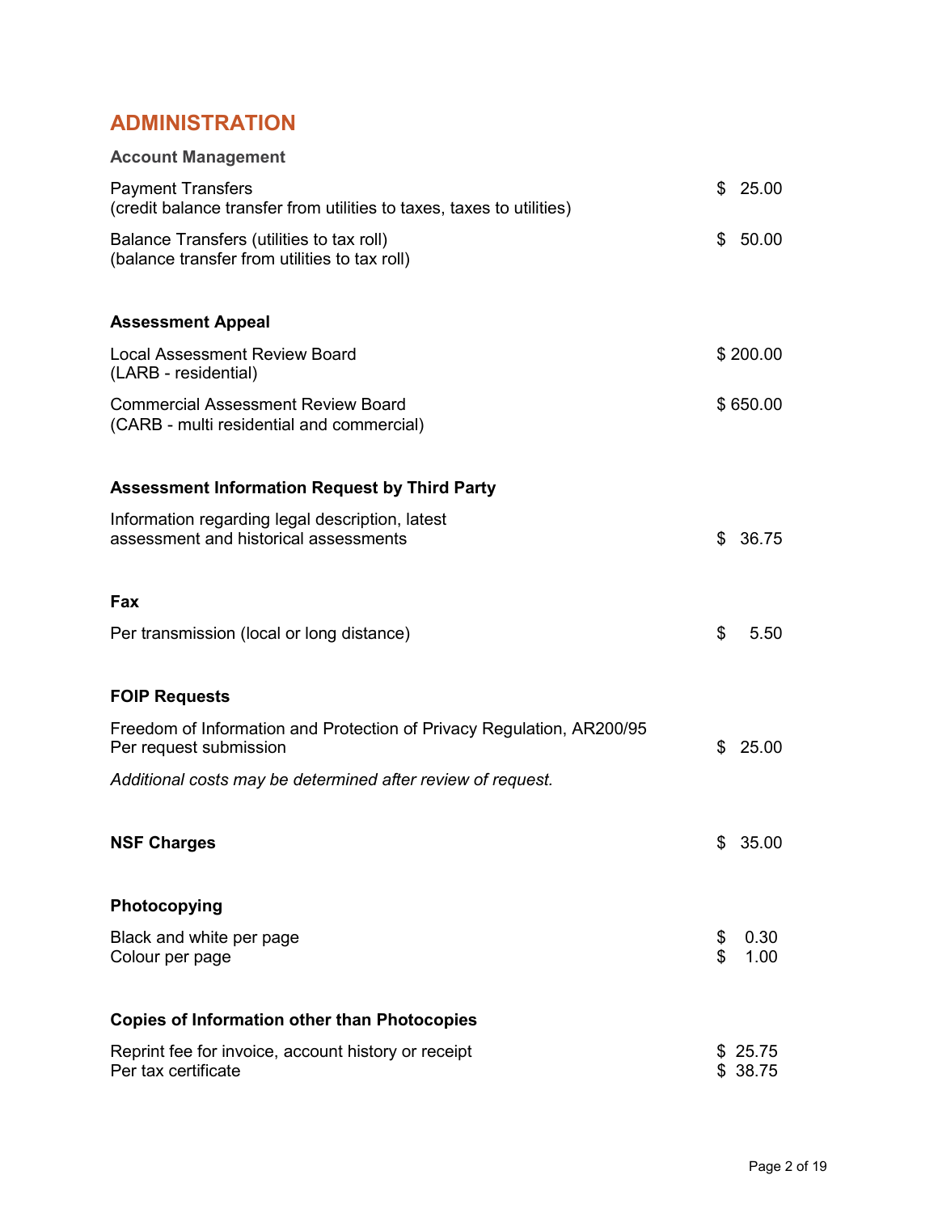# ADMINISTRATION

### Account Management

| | |
|---|---|
| Payment Transfers<br>(credit balance transfer from utilities to taxes, taxes to utilities) | $ 25.00 |
| Balance Transfers (utilities to tax roll)<br>(balance transfer from utilities to tax roll) | $ 50.00 |

### Assessment Appeal

| | |
|---|---|
| Local Assessment Review Board<br>(LARB - residential) | $ 200.00 |
| Commercial Assessment Review Board<br>(CARB - multi residential and commercial) | $ 650.00 |

### Assessment Information Request by Third Party

| | |
|---|---|
| Information regarding legal description, latest assessment and historical assessments | $ 36.75 |

### Fax

| | |
|---|---|
| Per transmission (local or long distance) | $ 5.50 |

### FOIP Requests

| | |
|---|---|
| Freedom of Information and Protection of Privacy Regulation, AR200/95<br>Per request submission | $ 25.00 |

*Additional costs may be determined after review of request.*

### NSF Charges

| | |
|---|---|
| NSF Charges | $ 35.00 |

### Photocopying

| | |
|---|---|
| Black and white per page | $ 0.30 |
| Colour per page | $ 1.00 |

### Copies of Information other than Photocopies

| | |
|---|---|
| Reprint fee for invoice, account history or receipt | $ 25.75 |
| Per tax certificate | $ 38.75 |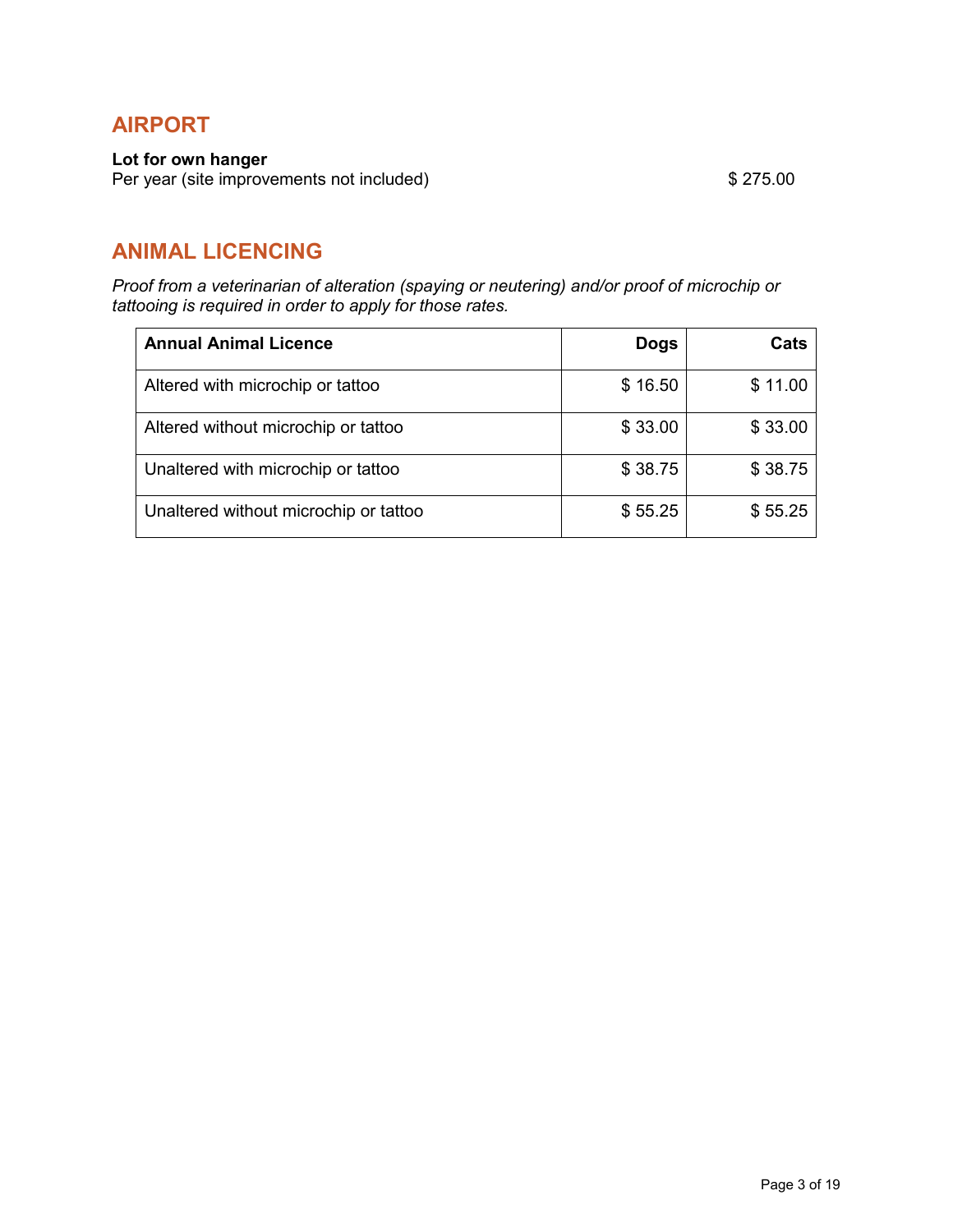## AIRPORT

**Lot for own hanger**
Per year (site improvements not included) $ 275.00

## ANIMAL LICENCING

*Proof from a veterinarian of alteration (spaying or neutering) and/or proof of microchip or tattooing is required in order to apply for those rates.*

| **Annual Animal Licence** | **Dogs** | **Cats** |
|---|---:|---:|
| Altered with microchip or tattoo | $ 16.50 | $ 11.00 |
| Altered without microchip or tattoo | $ 33.00 | $ 33.00 |
| Unaltered with microchip or tattoo | $ 38.75 | $ 38.75 |
| Unaltered without microchip or tattoo | $ 55.25 | $ 55.25 |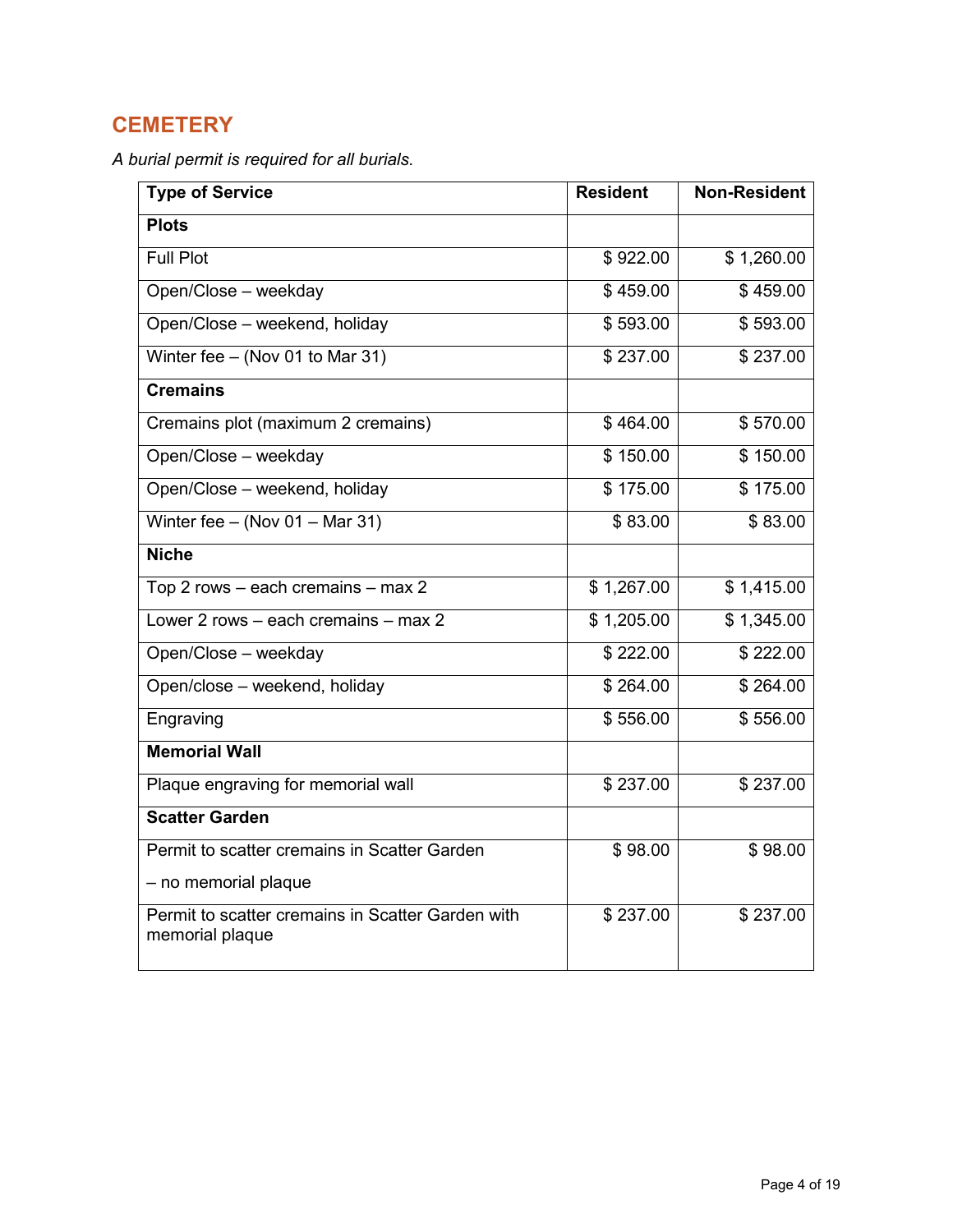## CEMETERY

*A burial permit is required for all burials.*

| Type of Service | Resident | Non-Resident |
|---|---|---|
| **Plots** | | |
| Full Plot | $ 922.00 | $ 1,260.00 |
| Open/Close – weekday | $ 459.00 | $ 459.00 |
| Open/Close – weekend, holiday | $ 593.00 | $ 593.00 |
| Winter fee – (Nov 01 to Mar 31) | $ 237.00 | $ 237.00 |
| **Cremains** | | |
| Cremains plot (maximum 2 cremains) | $ 464.00 | $ 570.00 |
| Open/Close – weekday | $ 150.00 | $ 150.00 |
| Open/Close – weekend, holiday | $ 175.00 | $ 175.00 |
| Winter fee – (Nov 01 – Mar 31) | $ 83.00 | $ 83.00 |
| **Niche** | | |
| Top 2 rows – each cremains – max 2 | $ 1,267.00 | $ 1,415.00 |
| Lower 2 rows – each cremains – max 2 | $ 1,205.00 | $ 1,345.00 |
| Open/Close – weekday | $ 222.00 | $ 222.00 |
| Open/close – weekend, holiday | $ 264.00 | $ 264.00 |
| Engraving | $ 556.00 | $ 556.00 |
| **Memorial Wall** | | |
| Plaque engraving for memorial wall | $ 237.00 | $ 237.00 |
| **Scatter Garden** | | |
| Permit to scatter cremains in Scatter Garden – no memorial plaque | $ 98.00 | $ 98.00 |
| Permit to scatter cremains in Scatter Garden with memorial plaque | $ 237.00 | $ 237.00 |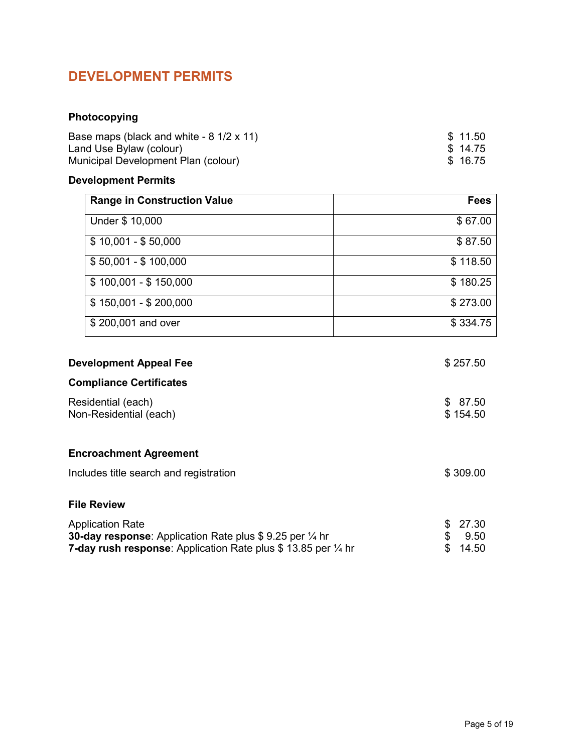# DEVELOPMENT PERMITS

### Photocopying

| | |
|---|---|
| Base maps (black and white - 8 1/2 x 11) | $ 11.50 |
| Land Use Bylaw (colour) | $ 14.75 |
| Municipal Development Plan (colour) | $ 16.75 |

### Development Permits

| Range in Construction Value | Fees |
|---|---|
| Under $ 10,000 | $ 67.00 |
| $ 10,001 - $ 50,000 | $ 87.50 |
| $ 50,001 - $ 100,000 | $ 118.50 |
| $ 100,001 - $ 150,000 | $ 180.25 |
| $ 150,001 - $ 200,000 | $ 273.00 |
| $ 200,001 and over | $ 334.75 |

### Development Appeal Fee

$ 257.50

### Compliance Certificates

| | |
|---|---|
| Residential (each) | $ 87.50 |
| Non-Residential (each) | $ 154.50 |

### Encroachment Agreement

| | |
|---|---|
| Includes title search and registration | $ 309.00 |

### File Review

| | |
|---|---|
| Application Rate | $ 27.30 |
| **30-day response**: Application Rate plus $ 9.25 per ¼ hr | $ 9.50 |
| **7-day rush response**: Application Rate plus $ 13.85 per ¼ hr | $ 14.50 |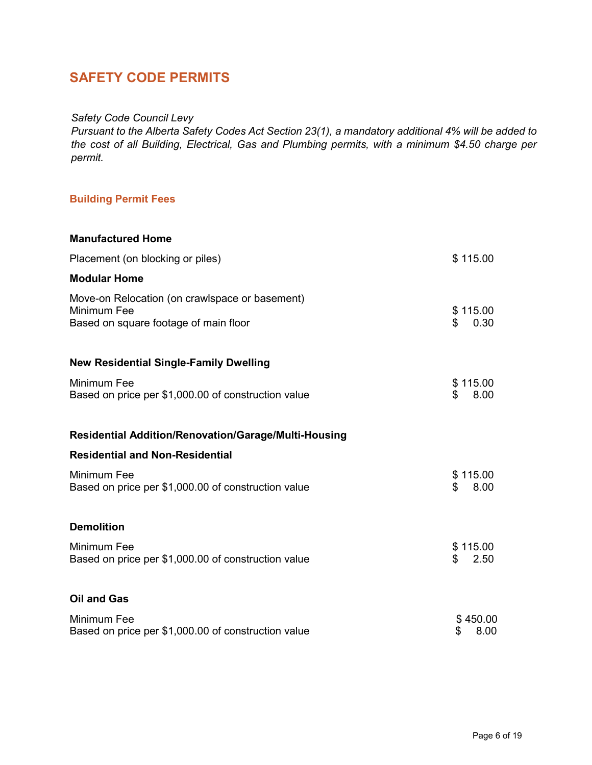## SAFETY CODE PERMITS

*Safety Code Council Levy*
*Pursuant to the Alberta Safety Codes Act Section 23(1), a mandatory additional 4% will be added to the cost of all Building, Electrical, Gas and Plumbing permits, with a minimum $4.50 charge per permit.*

### Building Permit Fees

| | |
|---|---|
| **Manufactured Home** | |
| Placement (on blocking or piles) | $ 115.00 |
| **Modular Home** | |
| Move-on Relocation (on crawlspace or basement) | |
| Minimum Fee | $ 115.00 |
| Based on square footage of main floor | $ 0.30 |
| **New Residential Single-Family Dwelling** | |
| Minimum Fee | $ 115.00 |
| Based on price per $1,000.00 of construction value | $ 8.00 |
| **Residential Addition/Renovation/Garage/Multi-Housing** | |
| **Residential and Non-Residential** | |
| Minimum Fee | $ 115.00 |
| Based on price per $1,000.00 of construction value | $ 8.00 |
| **Demolition** | |
| Minimum Fee | $ 115.00 |
| Based on price per $1,000.00 of construction value | $ 2.50 |
| **Oil and Gas** | |
| Minimum Fee | $ 450.00 |
| Based on price per $1,000.00 of construction value | $ 8.00 |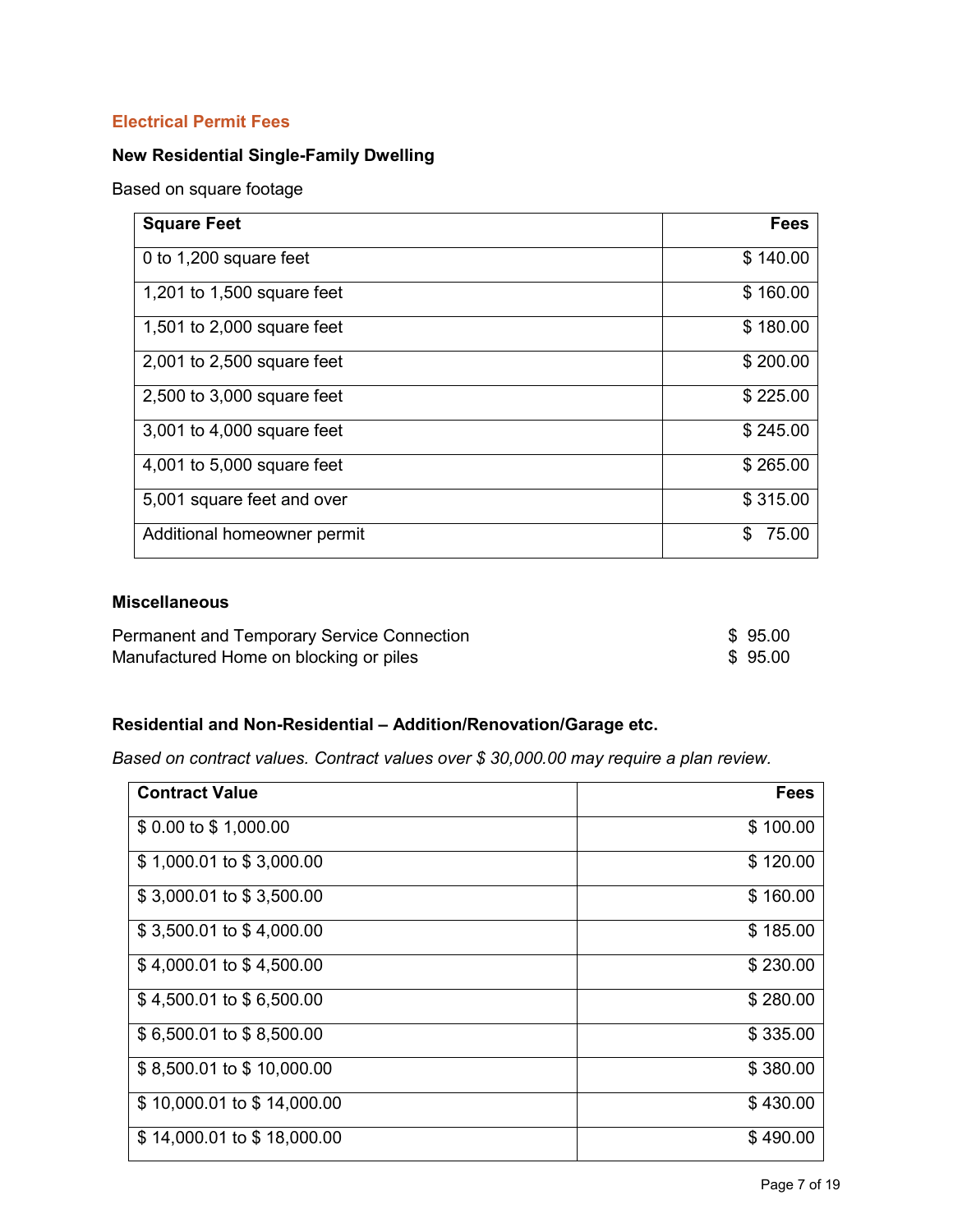## Electrical Permit Fees

### New Residential Single-Family Dwelling

Based on square footage

| Square Feet | Fees |
|---|---:|
| 0 to 1,200 square feet | $ 140.00 |
| 1,201 to 1,500 square feet | $ 160.00 |
| 1,501 to 2,000 square feet | $ 180.00 |
| 2,001 to 2,500 square feet | $ 200.00 |
| 2,500 to 3,000 square feet | $ 225.00 |
| 3,001 to 4,000 square feet | $ 245.00 |
| 4,001 to 5,000 square feet | $ 265.00 |
| 5,001 square feet and over | $ 315.00 |
| Additional homeowner permit | $ 75.00 |

### Miscellaneous

| | |
|---|---:|
| Permanent and Temporary Service Connection | $ 95.00 |
| Manufactured Home on blocking or piles | $ 95.00 |

### Residential and Non-Residential – Addition/Renovation/Garage etc.

*Based on contract values. Contract values over $ 30,000.00 may require a plan review.*

| Contract Value | Fees |
|---|---:|
| $ 0.00 to $ 1,000.00 | $ 100.00 |
| $ 1,000.01 to $ 3,000.00 | $ 120.00 |
| $ 3,000.01 to $ 3,500.00 | $ 160.00 |
| $ 3,500.01 to $ 4,000.00 | $ 185.00 |
| $ 4,000.01 to $ 4,500.00 | $ 230.00 |
| $ 4,500.01 to $ 6,500.00 | $ 280.00 |
| $ 6,500.01 to $ 8,500.00 | $ 335.00 |
| $ 8,500.01 to $ 10,000.00 | $ 380.00 |
| $ 10,000.01 to $ 14,000.00 | $ 430.00 |
| $ 14,000.01 to $ 18,000.00 | $ 490.00 |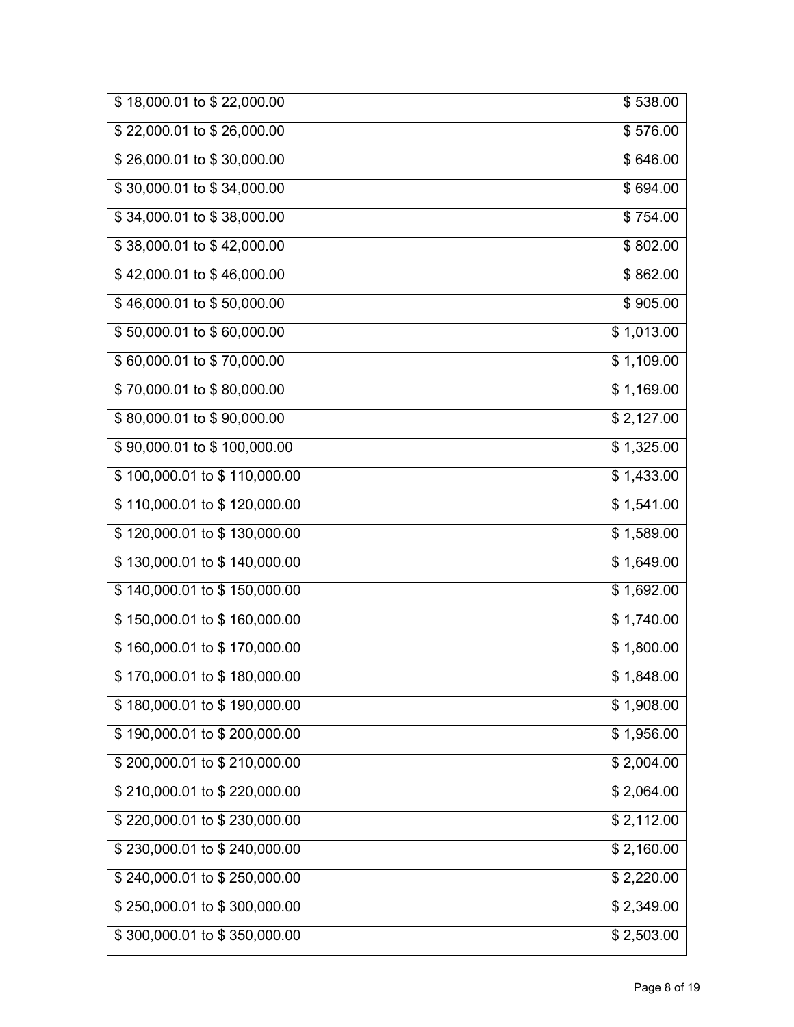| | |
|---|---|
| $ 18,000.01 to $ 22,000.00 | $ 538.00 |
| $ 22,000.01 to $ 26,000.00 | $ 576.00 |
| $ 26,000.01 to $ 30,000.00 | $ 646.00 |
| $ 30,000.01 to $ 34,000.00 | $ 694.00 |
| $ 34,000.01 to $ 38,000.00 | $ 754.00 |
| $ 38,000.01 to $ 42,000.00 | $ 802.00 |
| $ 42,000.01 to $ 46,000.00 | $ 862.00 |
| $ 46,000.01 to $ 50,000.00 | $ 905.00 |
| $ 50,000.01 to $ 60,000.00 | $ 1,013.00 |
| $ 60,000.01 to $ 70,000.00 | $ 1,109.00 |
| $ 70,000.01 to $ 80,000.00 | $ 1,169.00 |
| $ 80,000.01 to $ 90,000.00 | $ 2,127.00 |
| $ 90,000.01 to $ 100,000.00 | $ 1,325.00 |
| $ 100,000.01 to $ 110,000.00 | $ 1,433.00 |
| $ 110,000.01 to $ 120,000.00 | $ 1,541.00 |
| $ 120,000.01 to $ 130,000.00 | $ 1,589.00 |
| $ 130,000.01 to $ 140,000.00 | $ 1,649.00 |
| $ 140,000.01 to $ 150,000.00 | $ 1,692.00 |
| $ 150,000.01 to $ 160,000.00 | $ 1,740.00 |
| $ 160,000.01 to $ 170,000.00 | $ 1,800.00 |
| $ 170,000.01 to $ 180,000.00 | $ 1,848.00 |
| $ 180,000.01 to $ 190,000.00 | $ 1,908.00 |
| $ 190,000.01 to $ 200,000.00 | $ 1,956.00 |
| $ 200,000.01 to $ 210,000.00 | $ 2,004.00 |
| $ 210,000.01 to $ 220,000.00 | $ 2,064.00 |
| $ 220,000.01 to $ 230,000.00 | $ 2,112.00 |
| $ 230,000.01 to $ 240,000.00 | $ 2,160.00 |
| $ 240,000.01 to $ 250,000.00 | $ 2,220.00 |
| $ 250,000.01 to $ 300,000.00 | $ 2,349.00 |
| $ 300,000.01 to $ 350,000.00 | $ 2,503.00 |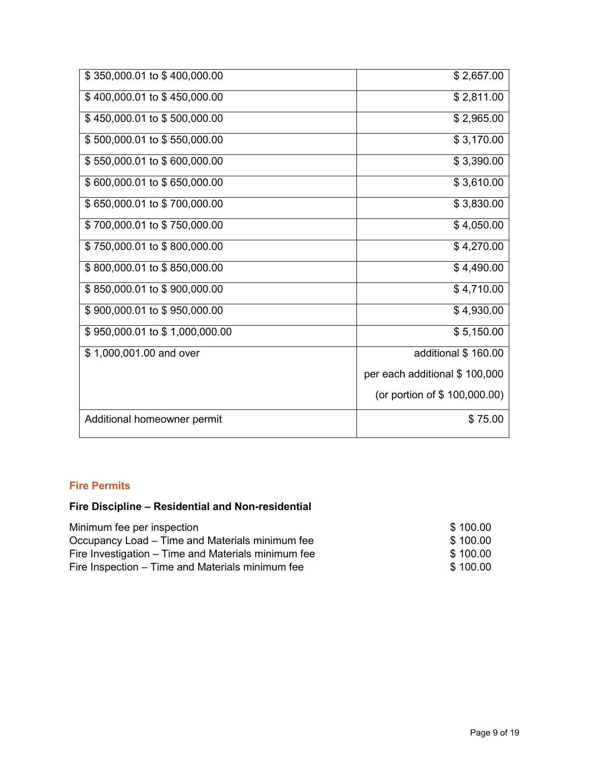| | |
|---|---|
| $ 350,000.01 to $ 400,000.00 | $ 2,657.00 |
| $ 400,000.01 to $ 450,000.00 | $ 2,811.00 |
| $ 450,000.01 to $ 500,000.00 | $ 2,965.00 |
| $ 500,000.01 to $ 550,000.00 | $ 3,170.00 |
| $ 550,000.01 to $ 600,000.00 | $ 3,390.00 |
| $ 600,000.01 to $ 650,000.00 | $ 3,610.00 |
| $ 650,000.01 to $ 700,000.00 | $ 3,830.00 |
| $ 700,000.01 to $ 750,000.00 | $ 4,050.00 |
| $ 750,000.01 to $ 800,000.00 | $ 4,270.00 |
| $ 800,000.01 to $ 850,000.00 | $ 4,490.00 |
| $ 850,000.01 to $ 900,000.00 | $ 4,710.00 |
| $ 900,000.01 to $ 950,000.00 | $ 4,930.00 |
| $ 950,000.01 to $ 1,000,000.00 | $ 5,150.00 |
| $ 1,000,001.00 and over | additional $ 160.00 per each additional $ 100,000 (or portion of $ 100,000.00) |
| Additional homeowner permit | $ 75.00 |

## Fire Permits

### Fire Discipline – Residential and Non-residential

| | |
|---|---|
| Minimum fee per inspection | $ 100.00 |
| Occupancy Load – Time and Materials minimum fee | $ 100.00 |
| Fire Investigation – Time and Materials minimum fee | $ 100.00 |
| Fire Inspection – Time and Materials minimum fee | $ 100.00 |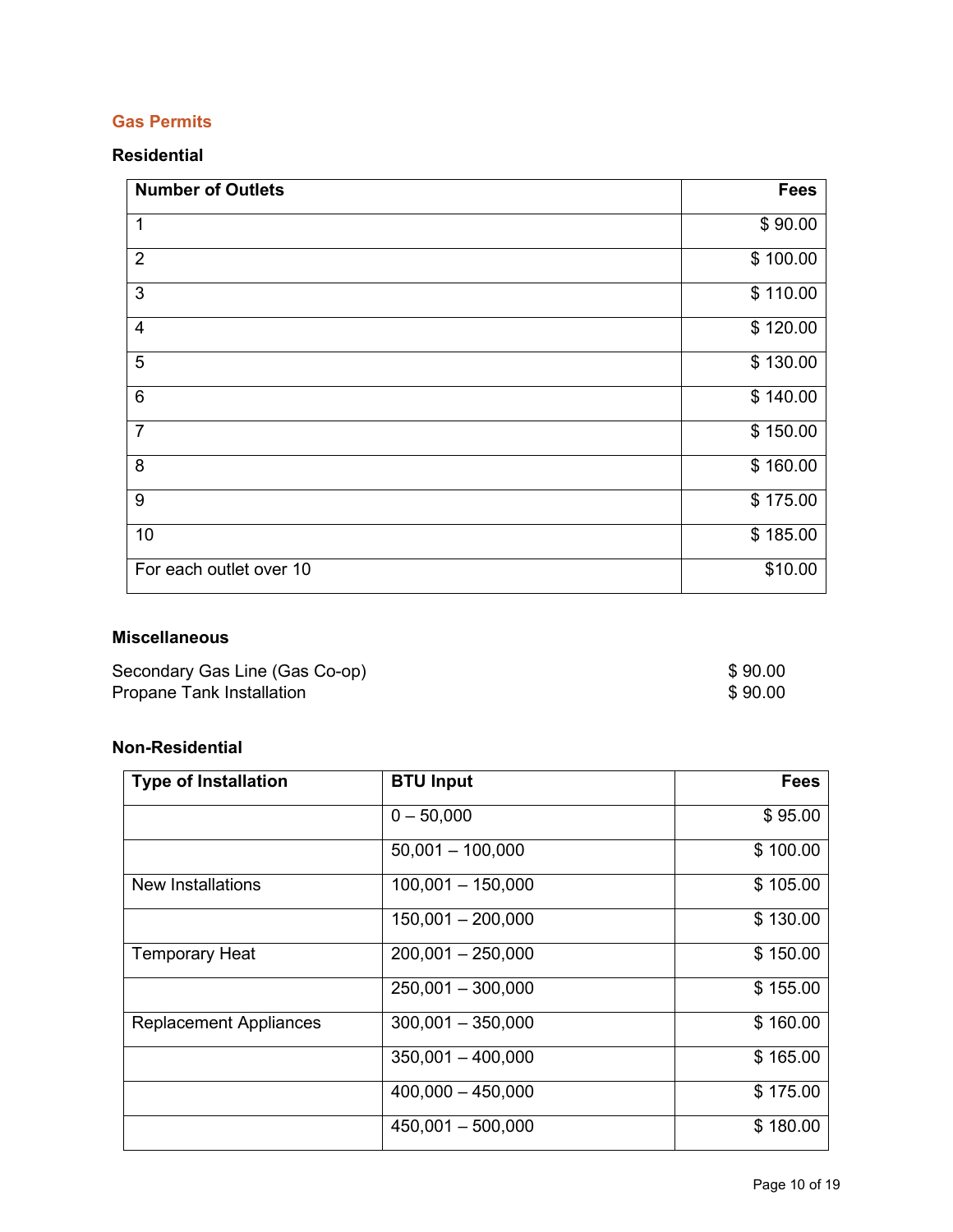## Gas Permits

### Residential

| Number of Outlets | Fees |
|---|---|
| 1 | $ 90.00 |
| 2 | $ 100.00 |
| 3 | $ 110.00 |
| 4 | $ 120.00 |
| 5 | $ 130.00 |
| 6 | $ 140.00 |
| 7 | $ 150.00 |
| 8 | $ 160.00 |
| 9 | $ 175.00 |
| 10 | $ 185.00 |
| For each outlet over 10 | $10.00 |

### Miscellaneous

| | |
|---|---|
| Secondary Gas Line (Gas Co-op) | $ 90.00 |
| Propane Tank Installation | $ 90.00 |

### Non-Residential

| Type of Installation | BTU Input | Fees |
|---|---|---|
| | 0 – 50,000 | $ 95.00 |
| | 50,001 – 100,000 | $ 100.00 |
| New Installations | 100,001 – 150,000 | $ 105.00 |
| | 150,001 – 200,000 | $ 130.00 |
| Temporary Heat | 200,001 – 250,000 | $ 150.00 |
| | 250,001 – 300,000 | $ 155.00 |
| Replacement Appliances | 300,001 – 350,000 | $ 160.00 |
| | 350,001 – 400,000 | $ 165.00 |
| | 400,000 – 450,000 | $ 175.00 |
| | 450,001 – 500,000 | $ 180.00 |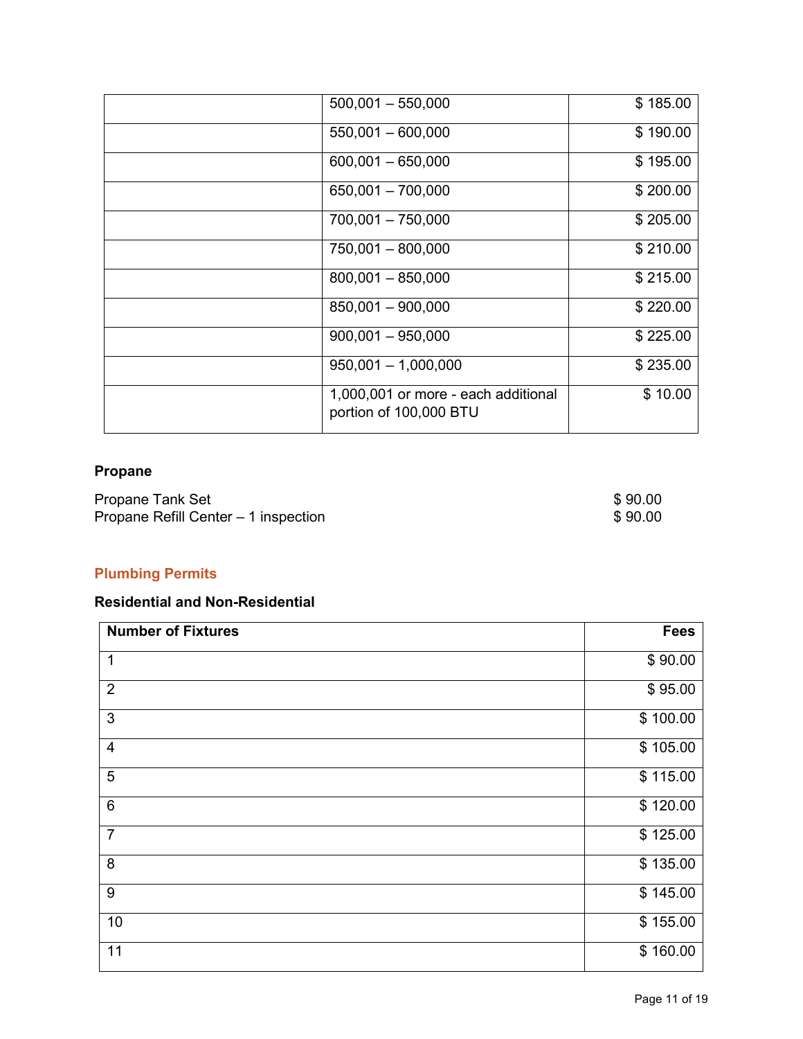| | | |
|---|---|---|
| | 500,001 – 550,000 | $ 185.00 |
| | 550,001 – 600,000 | $ 190.00 |
| | 600,001 – 650,000 | $ 195.00 |
| | 650,001 – 700,000 | $ 200.00 |
| | 700,001 – 750,000 | $ 205.00 |
| | 750,001 – 800,000 | $ 210.00 |
| | 800,001 – 850,000 | $ 215.00 |
| | 850,001 – 900,000 | $ 220.00 |
| | 900,001 – 950,000 | $ 225.00 |
| | 950,001 – 1,000,000 | $ 235.00 |
| | 1,000,001 or more - each additional portion of 100,000 BTU | $ 10.00 |

### Propane

| | |
|---|---|
| Propane Tank Set | $ 90.00 |
| Propane Refill Center – 1 inspection | $ 90.00 |

## Plumbing Permits

### Residential and Non-Residential

| Number of Fixtures | Fees |
|---|---|
| 1 | $ 90.00 |
| 2 | $ 95.00 |
| 3 | $ 100.00 |
| 4 | $ 105.00 |
| 5 | $ 115.00 |
| 6 | $ 120.00 |
| 7 | $ 125.00 |
| 8 | $ 135.00 |
| 9 | $ 145.00 |
| 10 | $ 155.00 |
| 11 | $ 160.00 |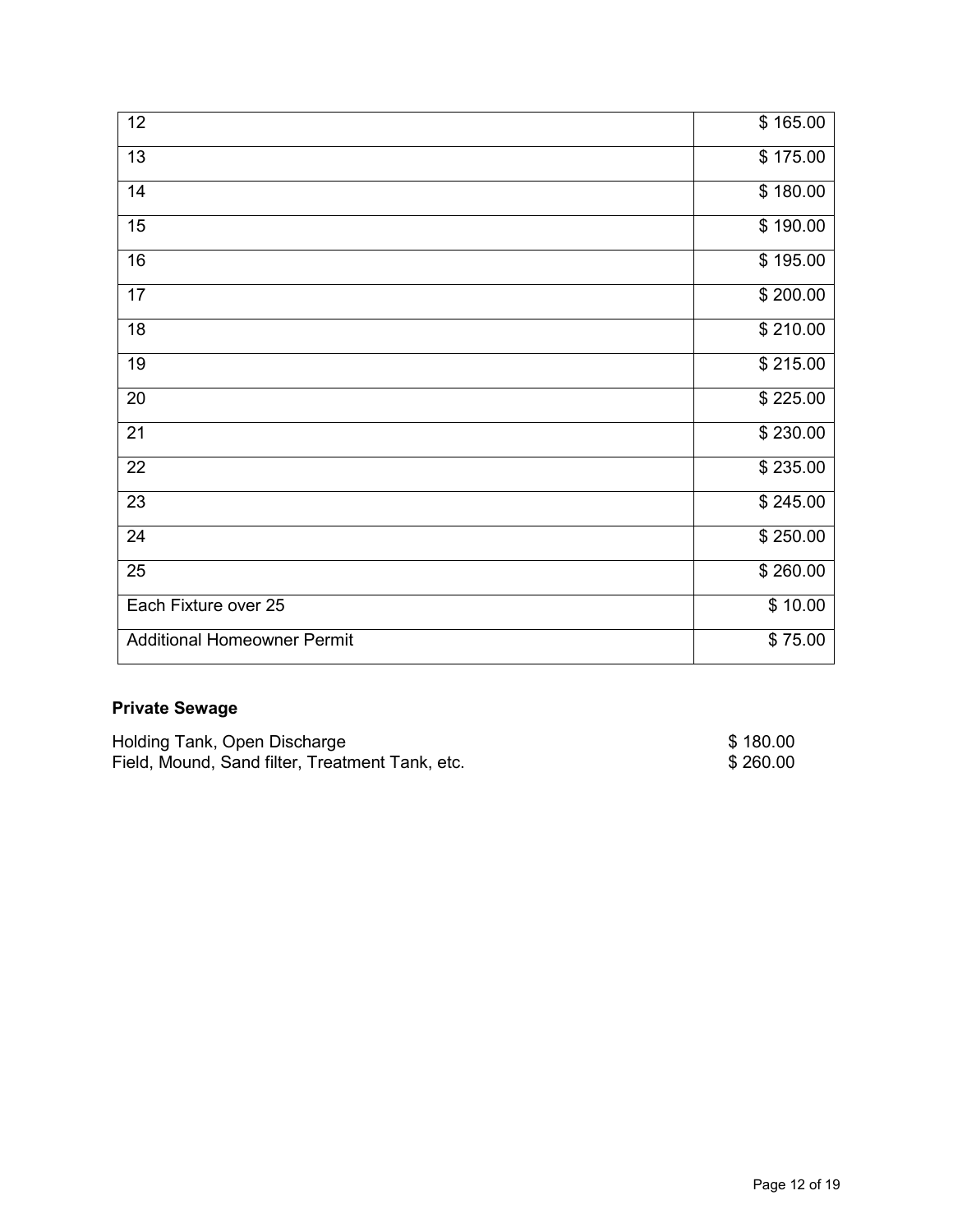| | |
|---|---|
| 12 | $ 165.00 |
| 13 | $ 175.00 |
| 14 | $ 180.00 |
| 15 | $ 190.00 |
| 16 | $ 195.00 |
| 17 | $ 200.00 |
| 18 | $ 210.00 |
| 19 | $ 215.00 |
| 20 | $ 225.00 |
| 21 | $ 230.00 |
| 22 | $ 235.00 |
| 23 | $ 245.00 |
| 24 | $ 250.00 |
| 25 | $ 260.00 |
| Each Fixture over 25 | $ 10.00 |
| Additional Homeowner Permit | $ 75.00 |

**Private Sewage**

Holding Tank, Open Discharge $ 180.00
Field, Mound, Sand filter, Treatment Tank, etc. $ 260.00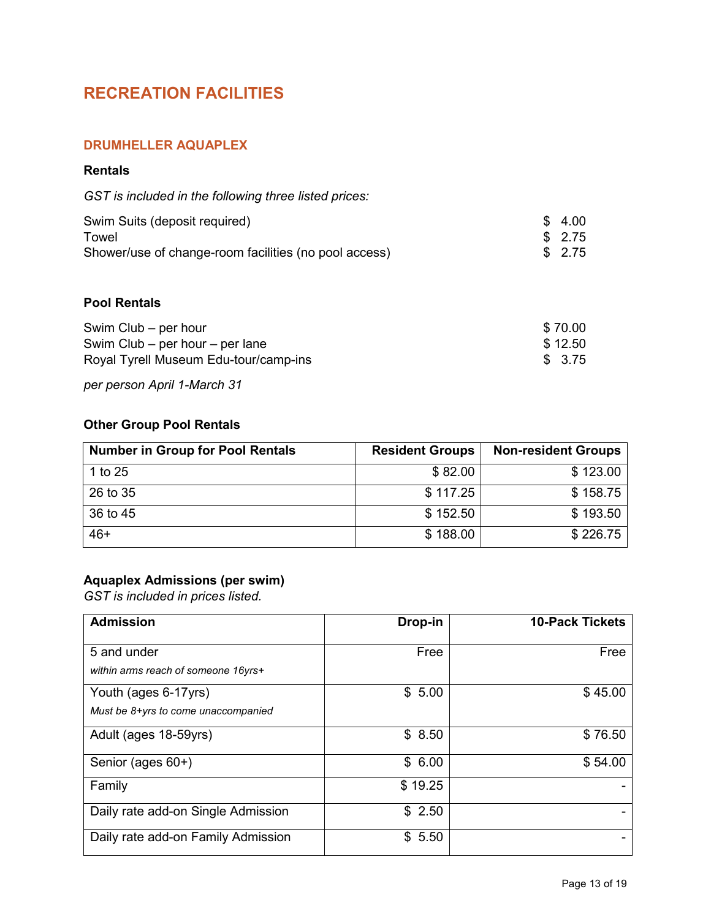# RECREATION FACILITIES

## DRUMHELLER AQUAPLEX

### Rentals

*GST is included in the following three listed prices:*

| | |
|---|---|
| Swim Suits (deposit required) | $ 4.00 |
| Towel | $ 2.75 |
| Shower/use of change-room facilities (no pool access) | $ 2.75 |

### Pool Rentals

| | |
|---|---|
| Swim Club – per hour | $ 70.00 |
| Swim Club – per hour – per lane | $ 12.50 |
| Royal Tyrell Museum Edu-tour/camp-ins | $ 3.75 |

*per person April 1-March 31*

### Other Group Pool Rentals

| Number in Group for Pool Rentals | Resident Groups | Non-resident Groups |
|---|---:|---:|
| 1 to 25 | $ 82.00 | $ 123.00 |
| 26 to 35 | $ 117.25 | $ 158.75 |
| 36 to 45 | $ 152.50 | $ 193.50 |
| 46+ | $ 188.00 | $ 226.75 |

### Aquaplex Admissions (per swim)

*GST is included in prices listed.*

| Admission | Drop-in | 10-Pack Tickets |
|---|---:|---:|
| 5 and under<br>*within arms reach of someone 16yrs+* | Free | Free |
| Youth (ages 6-17yrs)<br>*Must be 8+yrs to come unaccompanied* | $ 5.00 | $ 45.00 |
| Adult (ages 18-59yrs) | $ 8.50 | $ 76.50 |
| Senior (ages 60+) | $ 6.00 | $ 54.00 |
| Family | $ 19.25 | - |
| Daily rate add-on Single Admission | $ 2.50 | - |
| Daily rate add-on Family Admission | $ 5.50 | - |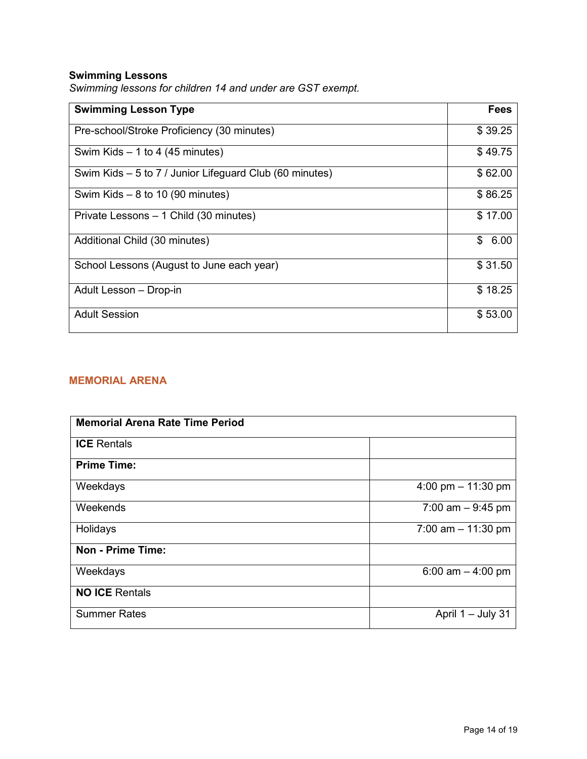**Swimming Lessons**

*Swimming lessons for children 14 and under are GST exempt.*

| Swimming Lesson Type | Fees |
|---|---:|
| Pre-school/Stroke Proficiency (30 minutes) | $ 39.25 |
| Swim Kids – 1 to 4 (45 minutes) | $ 49.75 |
| Swim Kids – 5 to 7 / Junior Lifeguard Club (60 minutes) | $ 62.00 |
| Swim Kids – 8 to 10 (90 minutes) | $ 86.25 |
| Private Lessons – 1 Child (30 minutes) | $ 17.00 |
| Additional Child (30 minutes) | $ 6.00 |
| School Lessons (August to June each year) | $ 31.50 |
| Adult Lesson – Drop-in | $ 18.25 |
| Adult Session | $ 53.00 |

## MEMORIAL ARENA

| Memorial Arena Rate Time Period | |
|---|---:|
| **ICE** Rentals | |
| **Prime Time:** | |
| Weekdays | 4:00 pm – 11:30 pm |
| Weekends | 7:00 am – 9:45 pm |
| Holidays | 7:00 am – 11:30 pm |
| **Non - Prime Time:** | |
| Weekdays | 6:00 am – 4:00 pm |
| **NO ICE** Rentals | |
| Summer Rates | April 1 – July 31 |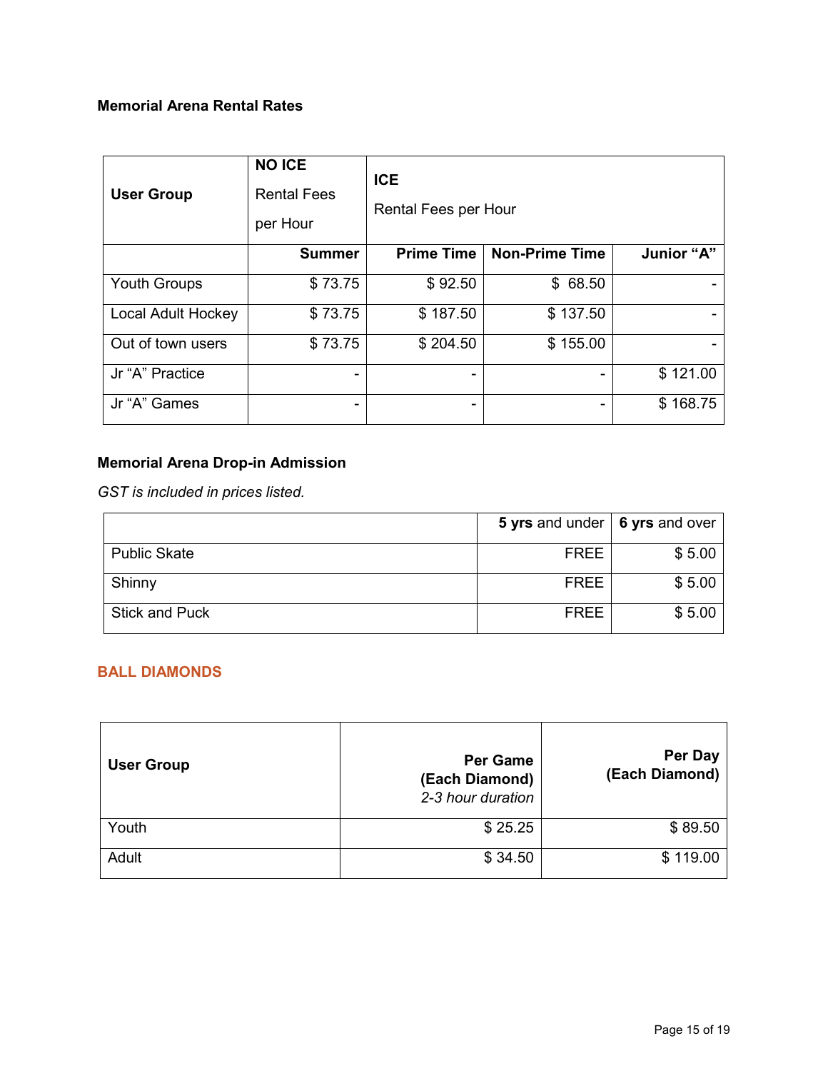**Memorial Arena Rental Rates**

| User Group | NO ICE Rental Fees per Hour | ICE Rental Fees per Hour | | |
|---|---|---|---|---|
| | **Summer** | **Prime Time** | **Non-Prime Time** | **Junior "A"** |
| Youth Groups | $ 73.75 | $ 92.50 | $ 68.50 | - |
| Local Adult Hockey | $ 73.75 | $ 187.50 | $ 137.50 | - |
| Out of town users | $ 73.75 | $ 204.50 | $ 155.00 | - |
| Jr "A" Practice | - | - | - | $ 121.00 |
| Jr "A" Games | - | - | - | $ 168.75 |

**Memorial Arena Drop-in Admission**

*GST is included in prices listed.*

| | **5 yrs** and under | **6 yrs** and over |
|---|---|---|
| Public Skate | FREE | $ 5.00 |
| Shinny | FREE | $ 5.00 |
| Stick and Puck | FREE | $ 5.00 |

## BALL DIAMONDS

| **User Group** | **Per Game (Each Diamond)** *2-3 hour duration* | **Per Day (Each Diamond)** |
|---|---|---|
| Youth | $ 25.25 | $ 89.50 |
| Adult | $ 34.50 | $ 119.00 |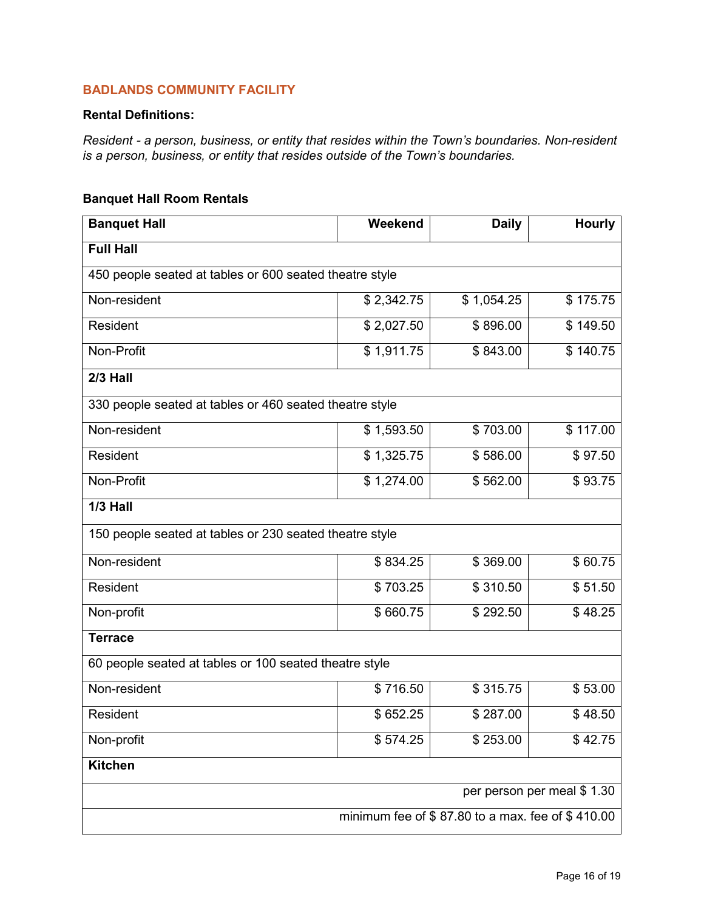## BADLANDS COMMUNITY FACILITY

**Rental Definitions:**

*Resident - a person, business, or entity that resides within the Town's boundaries. Non-resident is a person, business, or entity that resides outside of the Town's boundaries.*

**Banquet Hall Room Rentals**

| Banquet Hall | Weekend | Daily | Hourly |
|---|---|---|---|
| **Full Hall** | | | |
| 450 people seated at tables or 600 seated theatre style | | | |
| Non-resident | $ 2,342.75 | $ 1,054.25 | $ 175.75 |
| Resident | $ 2,027.50 | $ 896.00 | $ 149.50 |
| Non-Profit | $ 1,911.75 | $ 843.00 | $ 140.75 |
| **2/3 Hall** | | | |
| 330 people seated at tables or 460 seated theatre style | | | |
| Non-resident | $ 1,593.50 | $ 703.00 | $ 117.00 |
| Resident | $ 1,325.75 | $ 586.00 | $ 97.50 |
| Non-Profit | $ 1,274.00 | $ 562.00 | $ 93.75 |
| **1/3 Hall** | | | |
| 150 people seated at tables or 230 seated theatre style | | | |
| Non-resident | $ 834.25 | $ 369.00 | $ 60.75 |
| Resident | $ 703.25 | $ 310.50 | $ 51.50 |
| Non-profit | $ 660.75 | $ 292.50 | $ 48.25 |
| **Terrace** | | | |
| 60 people seated at tables or 100 seated theatre style | | | |
| Non-resident | $ 716.50 | $ 315.75 | $ 53.00 |
| Resident | $ 652.25 | $ 287.00 | $ 48.50 |
| Non-profit | $ 574.25 | $ 253.00 | $ 42.75 |
| **Kitchen** | | | |
| | | | per person per meal $ 1.30 |
| | | | minimum fee of $ 87.80 to a max. fee of $ 410.00 |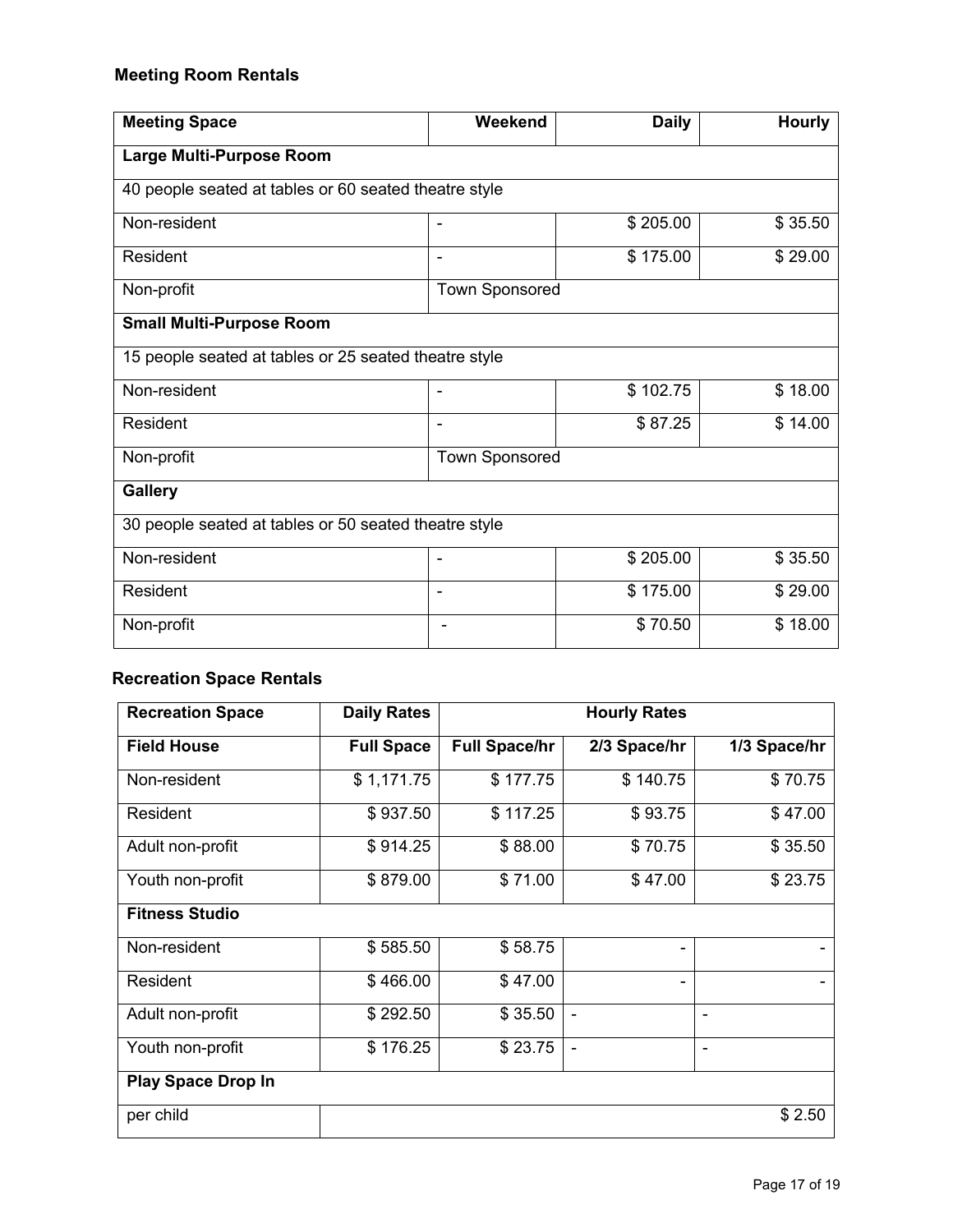## Meeting Room Rentals

| Meeting Space | Weekend | Daily | Hourly |
|---|---|---|---|
| **Large Multi-Purpose Room** | | | |
| 40 people seated at tables or 60 seated theatre style | | | |
| Non-resident | - | $ 205.00 | $ 35.50 |
| Resident | - | $ 175.00 | $ 29.00 |
| Non-profit | Town Sponsored | | |
| **Small Multi-Purpose Room** | | | |
| 15 people seated at tables or 25 seated theatre style | | | |
| Non-resident | - | $ 102.75 | $ 18.00 |
| Resident | - | $ 87.25 | $ 14.00 |
| Non-profit | Town Sponsored | | |
| **Gallery** | | | |
| 30 people seated at tables or 50 seated theatre style | | | |
| Non-resident | - | $ 205.00 | $ 35.50 |
| Resident | - | $ 175.00 | $ 29.00 |
| Non-profit | - | $ 70.50 | $ 18.00 |

## Recreation Space Rentals

| Recreation Space | Daily Rates | Hourly Rates | | |
|---|---|---|---|---|
| **Field House** | **Full Space** | **Full Space/hr** | **2/3 Space/hr** | **1/3 Space/hr** |
| Non-resident | $ 1,171.75 | $ 177.75 | $ 140.75 | $ 70.75 |
| Resident | $ 937.50 | $ 117.25 | $ 93.75 | $ 47.00 |
| Adult non-profit | $ 914.25 | $ 88.00 | $ 70.75 | $ 35.50 |
| Youth non-profit | $ 879.00 | $ 71.00 | $ 47.00 | $ 23.75 |
| **Fitness Studio** | | | | |
| Non-resident | $ 585.50 | $ 58.75 | - | - |
| Resident | $ 466.00 | $ 47.00 | - | - |
| Adult non-profit | $ 292.50 | $ 35.50 | - | - |
| Youth non-profit | $ 176.25 | $ 23.75 | - | - |
| **Play Space Drop In** | | | | |
| per child | | | | $ 2.50 |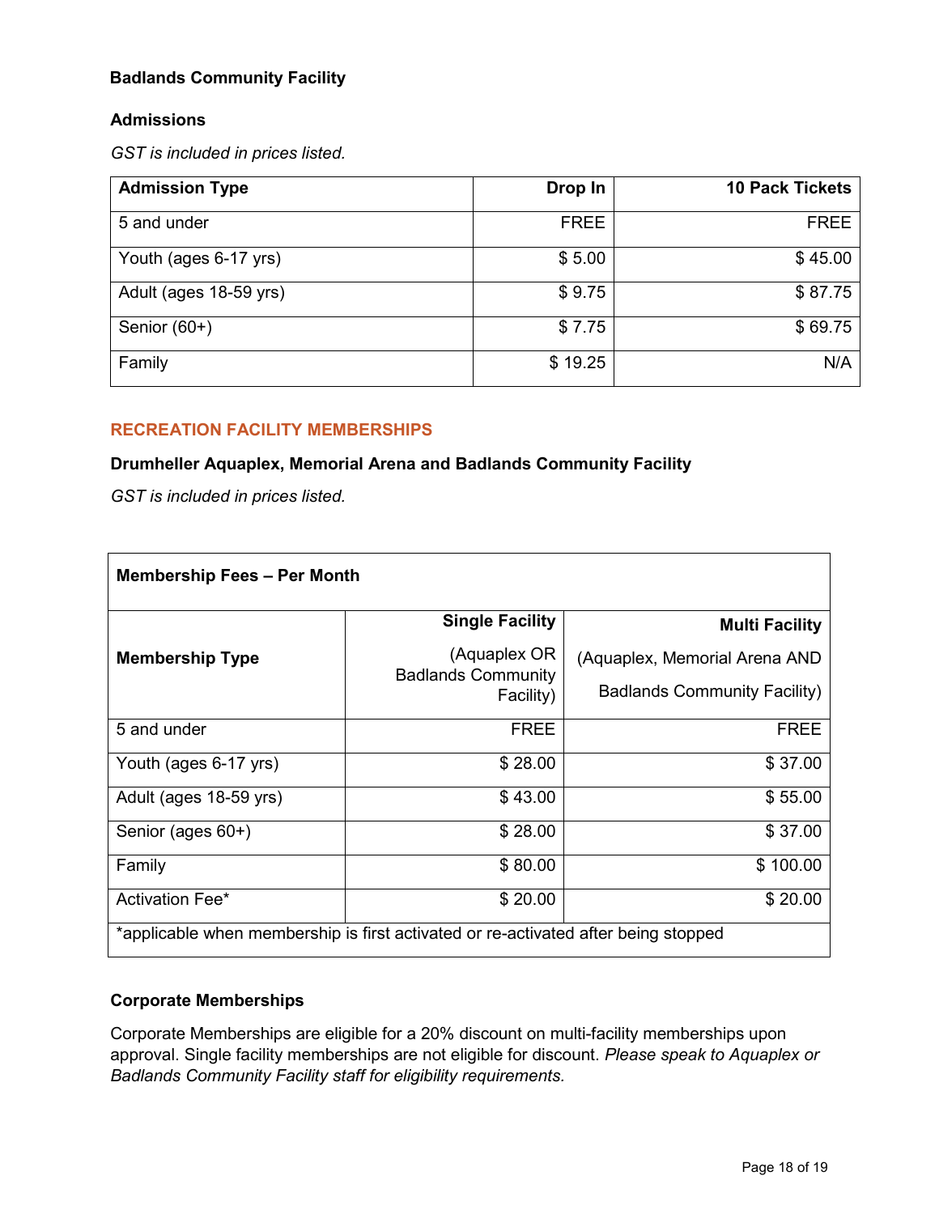### Badlands Community Facility

#### Admissions

*GST is included in prices listed.*

| Admission Type | Drop In | 10 Pack Tickets |
|---|---|---|
| 5 and under | FREE | FREE |
| Youth (ages 6-17 yrs) | $ 5.00 | $ 45.00 |
| Adult (ages 18-59 yrs) | $ 9.75 | $ 87.75 |
| Senior (60+) | $ 7.75 | $ 69.75 |
| Family | $ 19.25 | N/A |

## RECREATION FACILITY MEMBERSHIPS

### Drumheller Aquaplex, Memorial Arena and Badlands Community Facility

*GST is included in prices listed.*

| **Membership Fees – Per Month** | | |
|---|---|---|
| **Membership Type** | **Single Facility** (Aquaplex OR Badlands Community Facility) | **Multi Facility** (Aquaplex, Memorial Arena AND Badlands Community Facility) |
| 5 and under | FREE | FREE |
| Youth (ages 6-17 yrs) | $ 28.00 | $ 37.00 |
| Adult (ages 18-59 yrs) | $ 43.00 | $ 55.00 |
| Senior (ages 60+) | $ 28.00 | $ 37.00 |
| Family | $ 80.00 | $ 100.00 |
| Activation Fee* | $ 20.00 | $ 20.00 |
| *applicable when membership is first activated or re-activated after being stopped | | |

### Corporate Memberships

Corporate Memberships are eligible for a 20% discount on multi-facility memberships upon approval. Single facility memberships are not eligible for discount. *Please speak to Aquaplex or Badlands Community Facility staff for eligibility requirements.*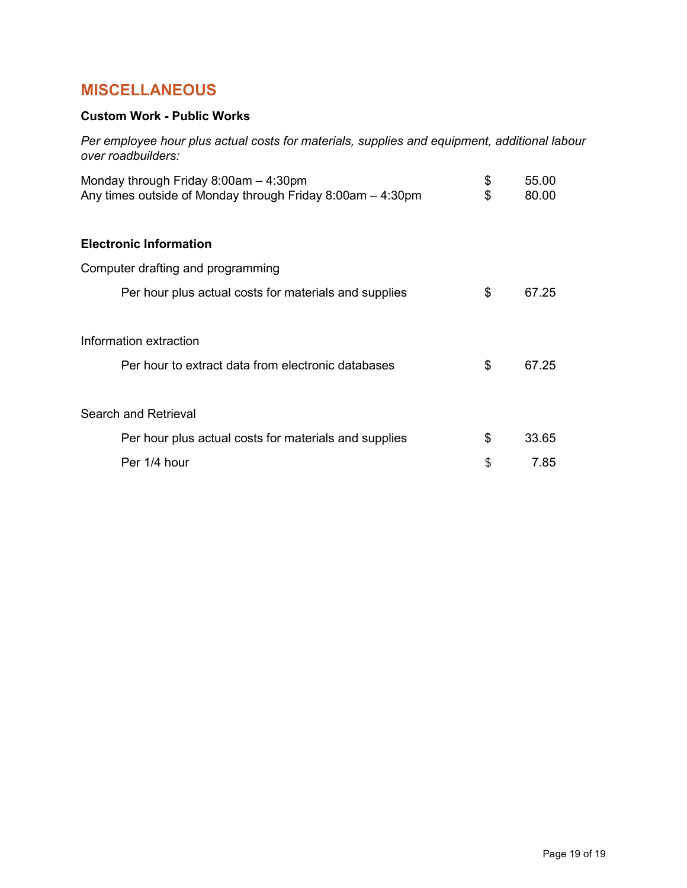## MISCELLANEOUS

**Custom Work - Public Works**

*Per employee hour plus actual costs for materials, supplies and equipment, additional labour over roadbuilders:*

| | | |
|---|---|---|
| Monday through Friday 8:00am – 4:30pm | $ | 55.00 |
| Any times outside of Monday through Friday 8:00am – 4:30pm | $ | 80.00 |

**Electronic Information**

Computer drafting and programming

| | | |
|---|---|---|
| Per hour plus actual costs for materials and supplies | $ | 67.25 |

Information extraction

| | | |
|---|---|---|
| Per hour to extract data from electronic databases | $ | 67.25 |

Search and Retrieval

| | | |
|---|---|---|
| Per hour plus actual costs for materials and supplies | $ | 33.65 |
| Per 1/4 hour | $ | 7.85 |